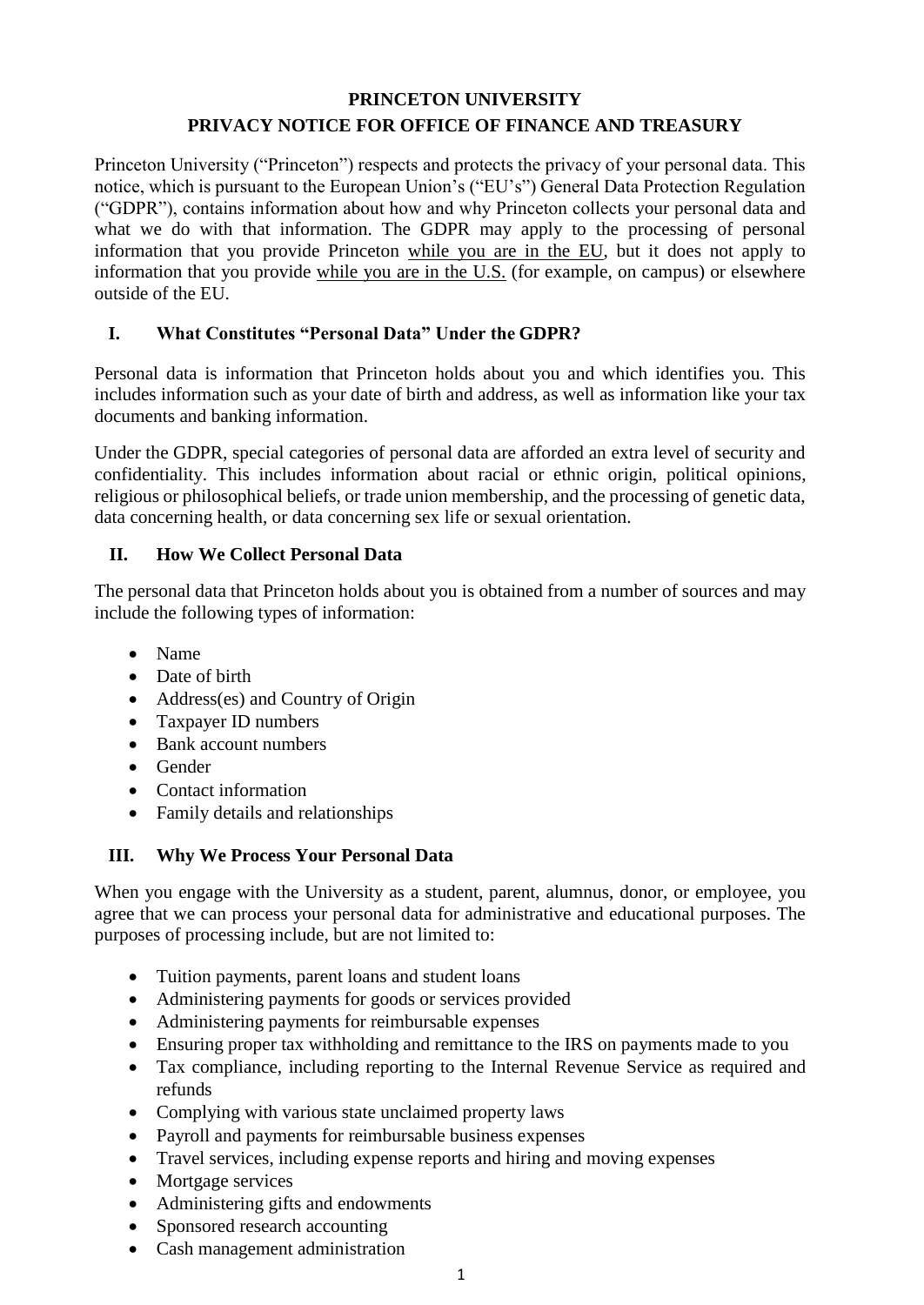# PRINCETON UNIVERSITY

## PRIVACY NOTICE FOR OFFICE OF FINANCE AND TREASURY

Princeton University ("Princeton") respects and protects the privacy of your personal data. This notice, which is pursuant to the European Union's ("EU's") General Data Protection Regulation ("GDPR"), contains information about how and why Princeton collects your personal data and what we do with that information. The GDPR may apply to the processing of personal information that you provide Princeton <u>while you are in the EU</u>, but it does not apply to information that you provide <u>while you are in the U.S.</u> (for example, on campus) or elsewhere outside of the EU.

### I. What Constitutes "Personal Data" Under the GDPR?

Personal data is information that Princeton holds about you and which identifies you. This includes information such as your date of birth and address, as well as information like your tax documents and banking information.

Under the GDPR, special categories of personal data are afforded an extra level of security and confidentiality. This includes information about racial or ethnic origin, political opinions, religious or philosophical beliefs, or trade union membership, and the processing of genetic data, data concerning health, or data concerning sex life or sexual orientation.

### II. How We Collect Personal Data

The personal data that Princeton holds about you is obtained from a number of sources and may include the following types of information:

- Name
- Date of birth
- Address(es) and Country of Origin
- Taxpayer ID numbers
- Bank account numbers
- Gender
- Contact information
- Family details and relationships

### III. Why We Process Your Personal Data

When you engage with the University as a student, parent, alumnus, donor, or employee, you agree that we can process your personal data for administrative and educational purposes. The purposes of processing include, but are not limited to:

- Tuition payments, parent loans and student loans
- Administering payments for goods or services provided
- Administering payments for reimbursable expenses
- Ensuring proper tax withholding and remittance to the IRS on payments made to you
- Tax compliance, including reporting to the Internal Revenue Service as required and refunds
- Complying with various state unclaimed property laws
- Payroll and payments for reimbursable business expenses
- Travel services, including expense reports and hiring and moving expenses
- Mortgage services
- Administering gifts and endowments
- Sponsored research accounting
- Cash management administration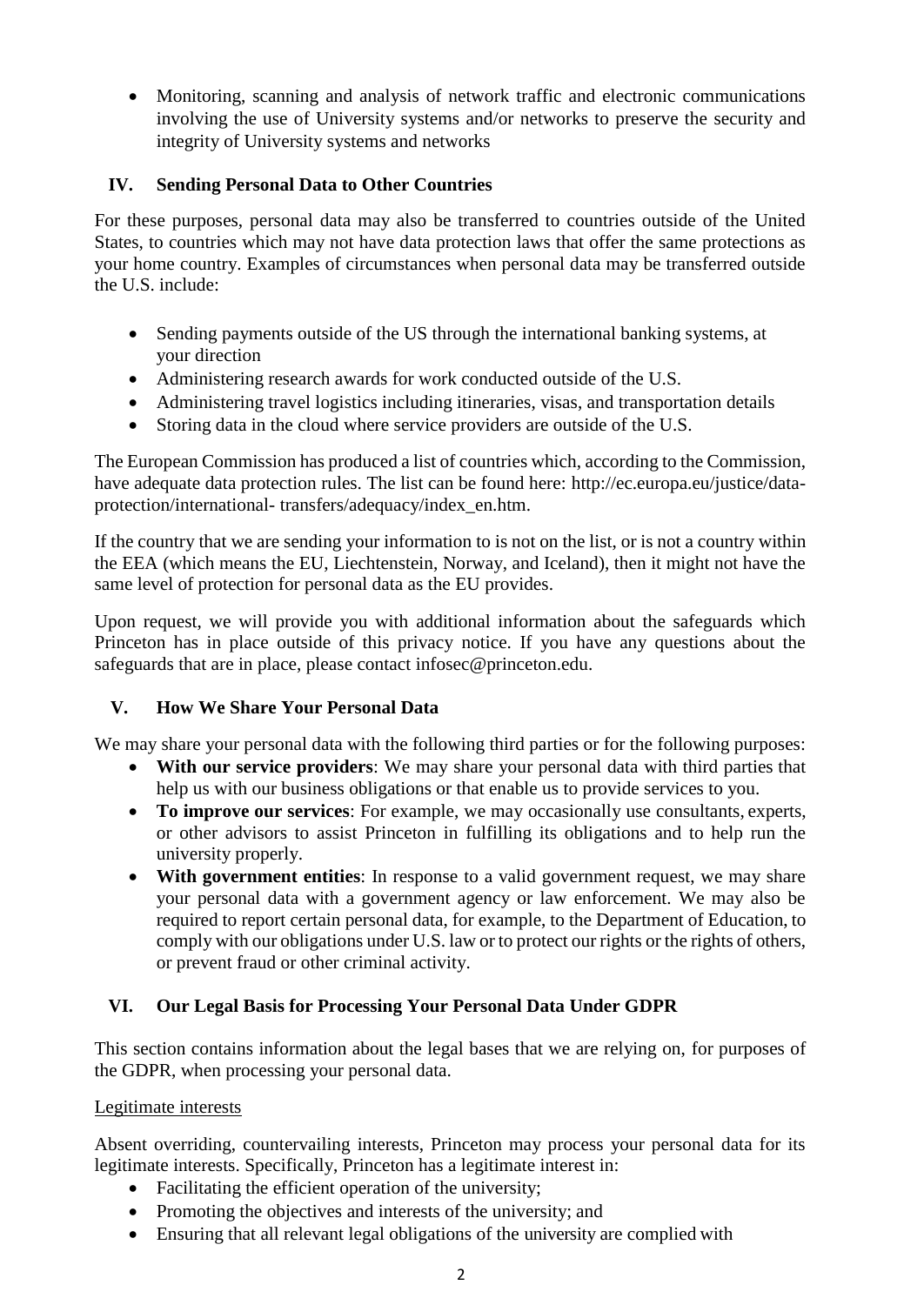- Monitoring, scanning and analysis of network traffic and electronic communications involving the use of University systems and/or networks to preserve the security and integrity of University systems and networks

## IV. Sending Personal Data to Other Countries

For these purposes, personal data may also be transferred to countries outside of the United States, to countries which may not have data protection laws that offer the same protections as your home country. Examples of circumstances when personal data may be transferred outside the U.S. include:

- Sending payments outside of the US through the international banking systems, at your direction
- Administering research awards for work conducted outside of the U.S.
- Administering travel logistics including itineraries, visas, and transportation details
- Storing data in the cloud where service providers are outside of the U.S.

The European Commission has produced a list of countries which, according to the Commission, have adequate data protection rules. The list can be found here: http://ec.europa.eu/justice/data-protection/international- transfers/adequacy/index_en.htm.

If the country that we are sending your information to is not on the list, or is not a country within the EEA (which means the EU, Liechtenstein, Norway, and Iceland), then it might not have the same level of protection for personal data as the EU provides.

Upon request, we will provide you with additional information about the safeguards which Princeton has in place outside of this privacy notice. If you have any questions about the safeguards that are in place, please contact infosec@princeton.edu.

## V. How We Share Your Personal Data

We may share your personal data with the following third parties or for the following purposes:

- **With our service providers**: We may share your personal data with third parties that help us with our business obligations or that enable us to provide services to you.
- **To improve our services**: For example, we may occasionally use consultants, experts, or other advisors to assist Princeton in fulfilling its obligations and to help run the university properly.
- **With government entities**: In response to a valid government request, we may share your personal data with a government agency or law enforcement. We may also be required to report certain personal data, for example, to the Department of Education, to comply with our obligations under U.S. law or to protect our rights or the rights of others, or prevent fraud or other criminal activity.

## VI. Our Legal Basis for Processing Your Personal Data Under GDPR

This section contains information about the legal bases that we are relying on, for purposes of the GDPR, when processing your personal data.

Legitimate interests

Absent overriding, countervailing interests, Princeton may process your personal data for its legitimate interests. Specifically, Princeton has a legitimate interest in:

- Facilitating the efficient operation of the university;
- Promoting the objectives and interests of the university; and
- Ensuring that all relevant legal obligations of the university are complied with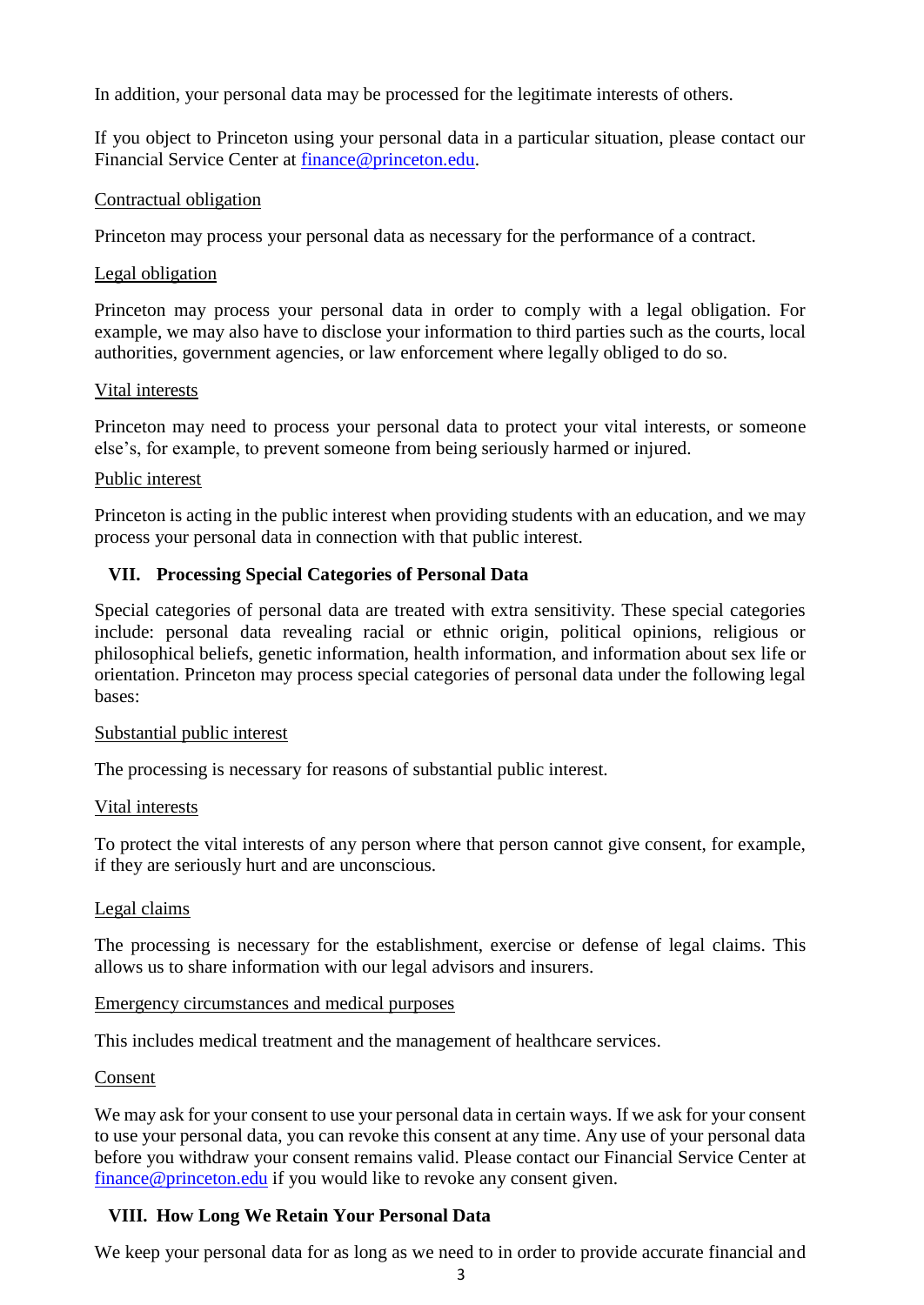In addition, your personal data may be processed for the legitimate interests of others.

If you object to Princeton using your personal data in a particular situation, please contact our Financial Service Center at [finance@princeton.edu](mailto:finance@princeton.edu).

<u>Contractual obligation</u>

Princeton may process your personal data as necessary for the performance of a contract.

<u>Legal obligation</u>

Princeton may process your personal data in order to comply with a legal obligation. For example, we may also have to disclose your information to third parties such as the courts, local authorities, government agencies, or law enforcement where legally obliged to do so.

<u>Vital interests</u>

Princeton may need to process your personal data to protect your vital interests, or someone else's, for example, to prevent someone from being seriously harmed or injured.

<u>Public interest</u>

Princeton is acting in the public interest when providing students with an education, and we may process your personal data in connection with that public interest.

## VII. Processing Special Categories of Personal Data

Special categories of personal data are treated with extra sensitivity. These special categories include: personal data revealing racial or ethnic origin, political opinions, religious or philosophical beliefs, genetic information, health information, and information about sex life or orientation. Princeton may process special categories of personal data under the following legal bases:

<u>Substantial public interest</u>

The processing is necessary for reasons of substantial public interest.

<u>Vital interests</u>

To protect the vital interests of any person where that person cannot give consent, for example, if they are seriously hurt and are unconscious.

<u>Legal claims</u>

The processing is necessary for the establishment, exercise or defense of legal claims. This allows us to share information with our legal advisors and insurers.

<u>Emergency circumstances and medical purposes</u>

This includes medical treatment and the management of healthcare services.

<u>Consent</u>

We may ask for your consent to use your personal data in certain ways. If we ask for your consent to use your personal data, you can revoke this consent at any time. Any use of your personal data before you withdraw your consent remains valid. Please contact our Financial Service Center at [finance@princeton.edu](mailto:finance@princeton.edu) if you would like to revoke any consent given.

## VIII. How Long We Retain Your Personal Data

We keep your personal data for as long as we need to in order to provide accurate financial and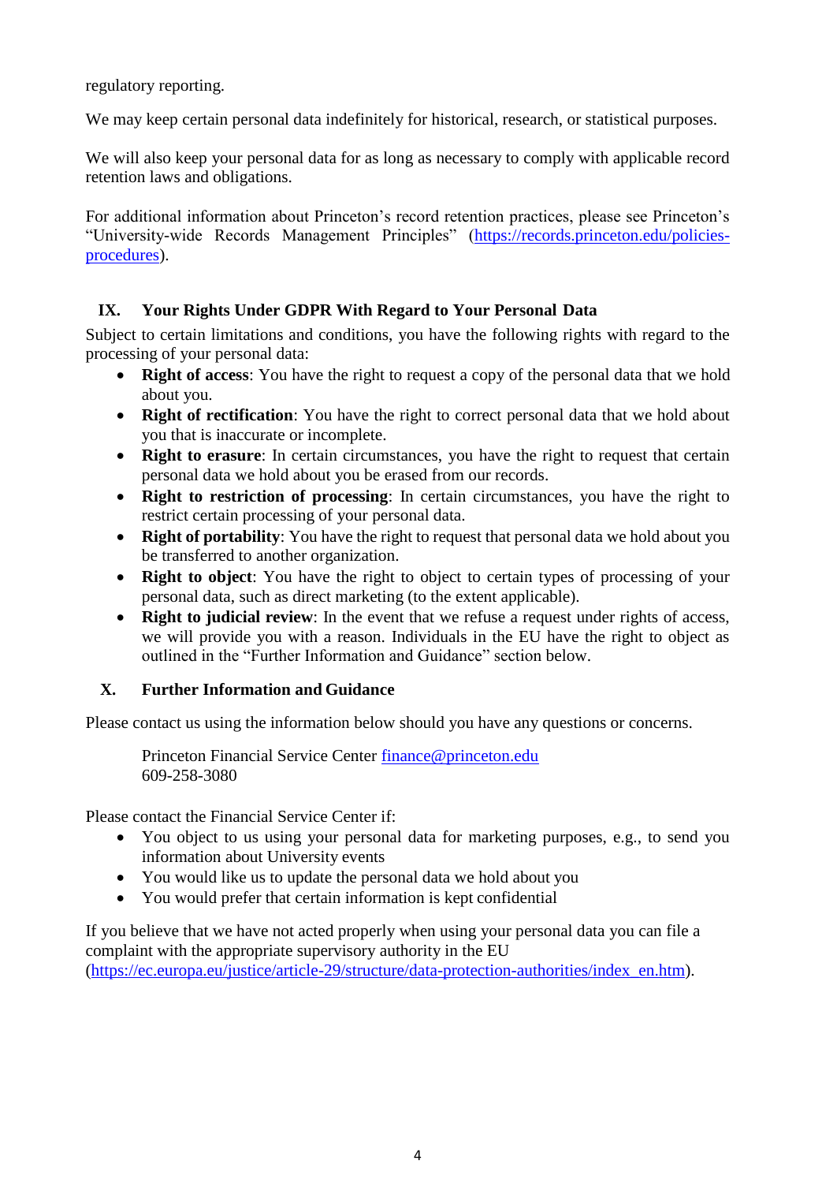regulatory reporting.

We may keep certain personal data indefinitely for historical, research, or statistical purposes.

We will also keep your personal data for as long as necessary to comply with applicable record retention laws and obligations.

For additional information about Princeton's record retention practices, please see Princeton's "University-wide Records Management Principles" (https://records.princeton.edu/policies-procedures).

## IX. Your Rights Under GDPR With Regard to Your Personal Data

Subject to certain limitations and conditions, you have the following rights with regard to the processing of your personal data:

- **Right of access**: You have the right to request a copy of the personal data that we hold about you.
- **Right of rectification**: You have the right to correct personal data that we hold about you that is inaccurate or incomplete.
- **Right to erasure**: In certain circumstances, you have the right to request that certain personal data we hold about you be erased from our records.
- **Right to restriction of processing**: In certain circumstances, you have the right to restrict certain processing of your personal data.
- **Right of portability**: You have the right to request that personal data we hold about you be transferred to another organization.
- **Right to object**: You have the right to object to certain types of processing of your personal data, such as direct marketing (to the extent applicable).
- **Right to judicial review**: In the event that we refuse a request under rights of access, we will provide you with a reason. Individuals in the EU have the right to object as outlined in the "Further Information and Guidance" section below.

## X. Further Information and Guidance

Please contact us using the information below should you have any questions or concerns.

> Princeton Financial Service Center finance@princeton.edu
> 609-258-3080

Please contact the Financial Service Center if:

- You object to us using your personal data for marketing purposes, e.g., to send you information about University events
- You would like us to update the personal data we hold about you
- You would prefer that certain information is kept confidential

If you believe that we have not acted properly when using your personal data you can file a complaint with the appropriate supervisory authority in the EU (https://ec.europa.eu/justice/article-29/structure/data-protection-authorities/index_en.htm).